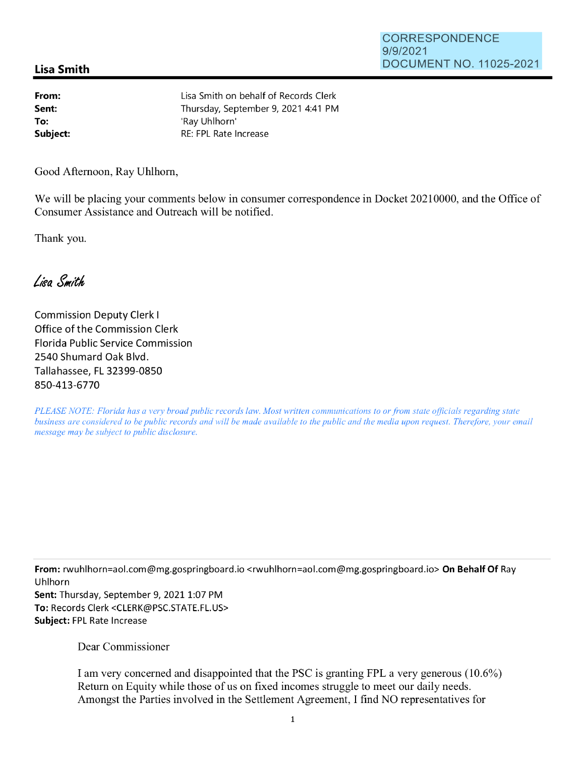CORRESPONDENCE
9/9/2021
DOCUMENT NO. 11025-2021

**Lisa Smith**

---

| | |
|---|---|
| **From:** | Lisa Smith on behalf of Records Clerk |
| **Sent:** | Thursday, September 9, 2021 4:41 PM |
| **To:** | 'Ray Uhlhorn' |
| **Subject:** | RE: FPL Rate Increase |

Good Afternoon, Ray Uhlhorn,

We will be placing your comments below in consumer correspondence in Docket 20210000, and the Office of Consumer Assistance and Outreach will be notified.

Thank you.

*Lisa Smith*

Commission Deputy Clerk I
Office of the Commission Clerk
Florida Public Service Commission
2540 Shumard Oak Blvd.
Tallahassee, FL 32399-0850
850-413-6770

*PLEASE NOTE: Florida has a very broad public records law. Most written communications to or from state officials regarding state business are considered to be public records and will be made available to the public and the media upon request. Therefore, your email message may be subject to public disclosure.*

---

**From:** rwuhlhorn=aol.com@mg.gospringboard.io <rwuhlhorn=aol.com@mg.gospringboard.io> **On Behalf Of** Ray Uhlhorn
**Sent:** Thursday, September 9, 2021 1:07 PM
**To:** Records Clerk <CLERK@PSC.STATE.FL.US>
**Subject:** FPL Rate Increase

Dear Commissioner

I am very concerned and disappointed that the PSC is granting FPL a very generous (10.6%) Return on Equity while those of us on fixed incomes struggle to meet our daily needs. Amongst the Parties involved in the Settlement Agreement, I find NO representatives for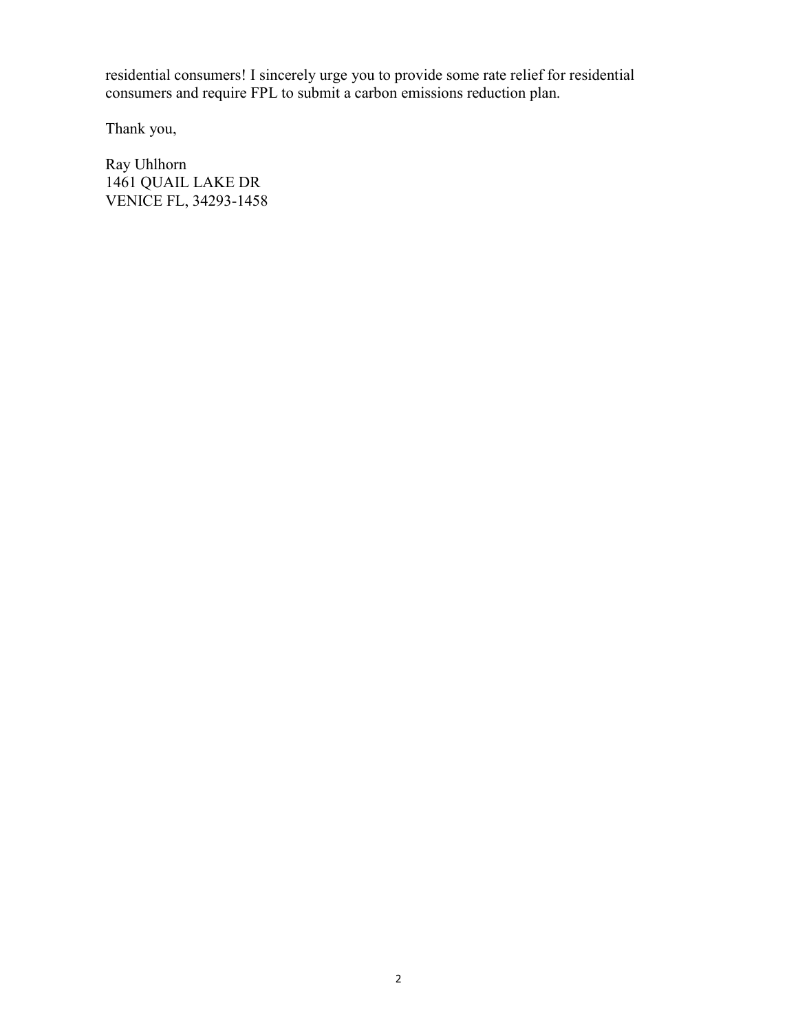residential consumers! I sincerely urge you to provide some rate relief for residential consumers and require FPL to submit a carbon emissions reduction plan.

Thank you,

Ray Uhlhorn
1461 QUAIL LAKE DR
VENICE FL, 34293-1458